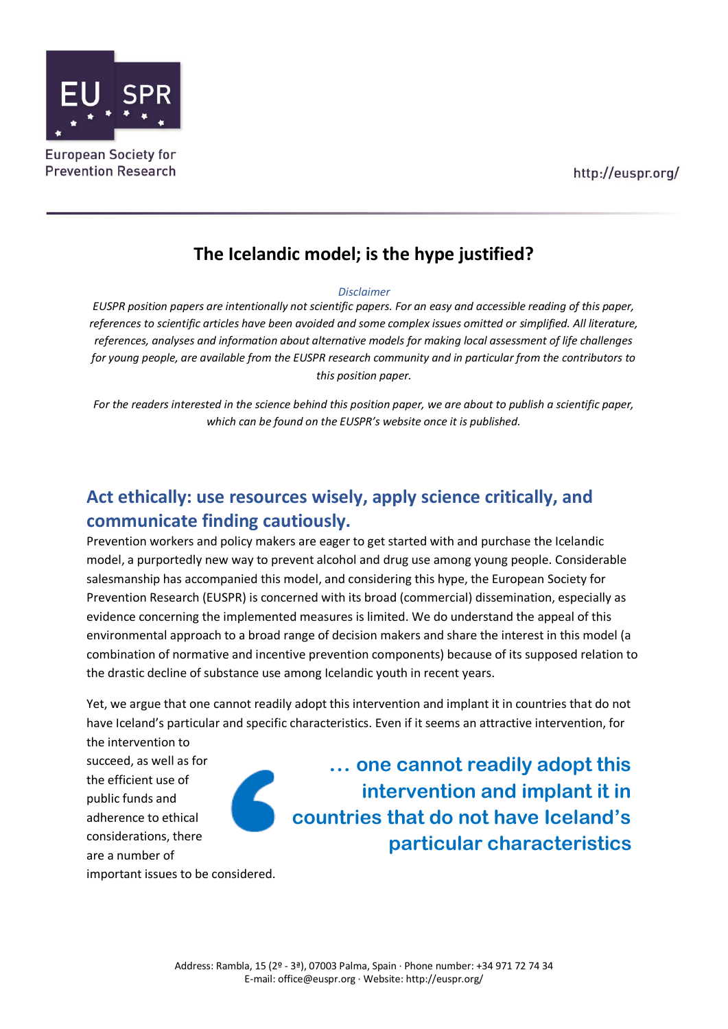# The Icelandic model; is the hype justified?

*Disclaimer*

*EUSPR position papers are intentionally not scientific papers. For an easy and accessible reading of this paper, references to scientific articles have been avoided and some complex issues omitted or simplified. All literature, references, analyses and information about alternative models for making local assessment of life challenges for young people, are available from the EUSPR research community and in particular from the contributors to this position paper.*

*For the readers interested in the science behind this position paper, we are about to publish a scientific paper, which can be found on the EUSPR's website once it is published.*

## Act ethically: use resources wisely, apply science critically, and communicate finding cautiously.

Prevention workers and policy makers are eager to get started with and purchase the Icelandic model, a purportedly new way to prevent alcohol and drug use among young people. Considerable salesmanship has accompanied this model, and considering this hype, the European Society for Prevention Research (EUSPR) is concerned with its broad (commercial) dissemination, especially as evidence concerning the implemented measures is limited. We do understand the appeal of this environmental approach to a broad range of decision makers and share the interest in this model (a combination of normative and incentive prevention components) because of its supposed relation to the drastic decline of substance use among Icelandic youth in recent years.

Yet, we argue that one cannot readily adopt this intervention and implant it in countries that do not have Iceland's particular and specific characteristics. Even if it seems an attractive intervention, for the intervention to succeed, as well as for the efficient use of public funds and adherence to ethical considerations, there are a number of important issues to be considered.

> **… one cannot readily adopt this intervention and implant it in countries that do not have Iceland's particular characteristics**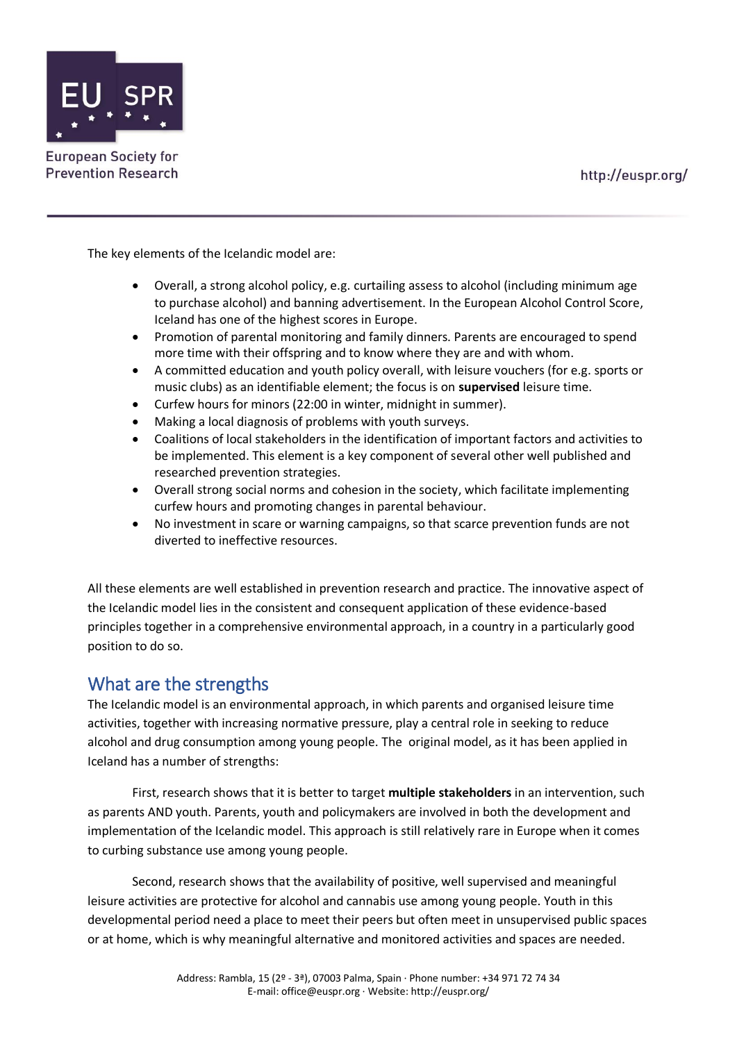The key elements of the Icelandic model are:

- Overall, a strong alcohol policy, e.g. curtailing assess to alcohol (including minimum age to purchase alcohol) and banning advertisement. In the European Alcohol Control Score, Iceland has one of the highest scores in Europe.
- Promotion of parental monitoring and family dinners. Parents are encouraged to spend more time with their offspring and to know where they are and with whom.
- A committed education and youth policy overall, with leisure vouchers (for e.g. sports or music clubs) as an identifiable element; the focus is on **supervised** leisure time.
- Curfew hours for minors (22:00 in winter, midnight in summer).
- Making a local diagnosis of problems with youth surveys.
- Coalitions of local stakeholders in the identification of important factors and activities to be implemented. This element is a key component of several other well published and researched prevention strategies.
- Overall strong social norms and cohesion in the society, which facilitate implementing curfew hours and promoting changes in parental behaviour.
- No investment in scare or warning campaigns, so that scarce prevention funds are not diverted to ineffective resources.

All these elements are well established in prevention research and practice. The innovative aspect of the Icelandic model lies in the consistent and consequent application of these evidence-based principles together in a comprehensive environmental approach, in a country in a particularly good position to do so.

## What are the strengths

The Icelandic model is an environmental approach, in which parents and organised leisure time activities, together with increasing normative pressure, play a central role in seeking to reduce alcohol and drug consumption among young people. The original model, as it has been applied in Iceland has a number of strengths:

First, research shows that it is better to target **multiple stakeholders** in an intervention, such as parents AND youth. Parents, youth and policymakers are involved in both the development and implementation of the Icelandic model. This approach is still relatively rare in Europe when it comes to curbing substance use among young people.

Second, research shows that the availability of positive, well supervised and meaningful leisure activities are protective for alcohol and cannabis use among young people. Youth in this developmental period need a place to meet their peers but often meet in unsupervised public spaces or at home, which is why meaningful alternative and monitored activities and spaces are needed.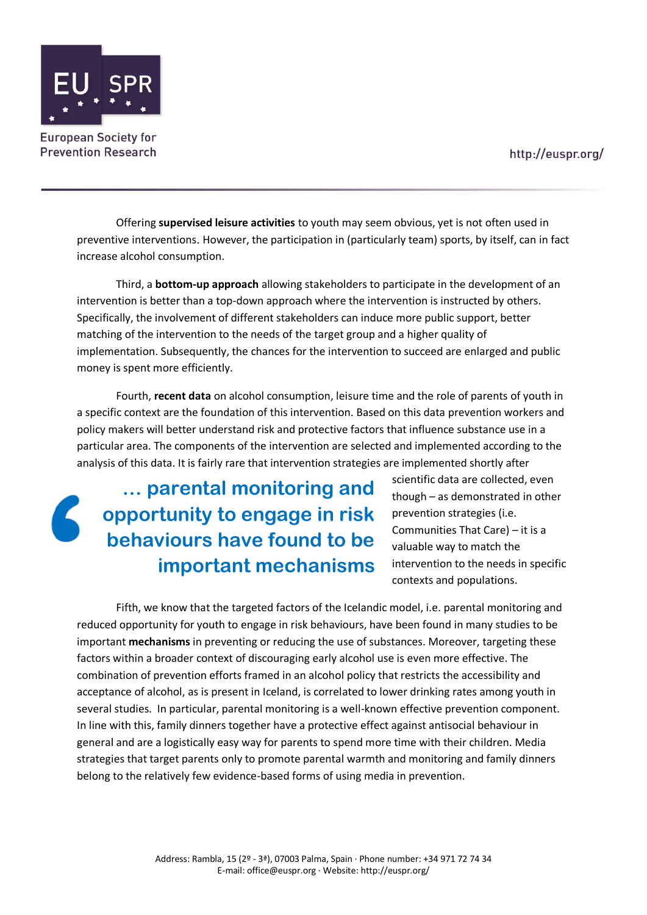Offering **supervised leisure activities** to youth may seem obvious, yet is not often used in preventive interventions. However, the participation in (particularly team) sports, by itself, can in fact increase alcohol consumption.

Third, a **bottom-up approach** allowing stakeholders to participate in the development of an intervention is better than a top-down approach where the intervention is instructed by others. Specifically, the involvement of different stakeholders can induce more public support, better matching of the intervention to the needs of the target group and a higher quality of implementation. Subsequently, the chances for the intervention to succeed are enlarged and public money is spent more efficiently.

Fourth, **recent data** on alcohol consumption, leisure time and the role of parents of youth in a specific context are the foundation of this intervention. Based on this data prevention workers and policy makers will better understand risk and protective factors that influence substance use in a particular area. The components of the intervention are selected and implemented according to the analysis of this data. It is fairly rare that intervention strategies are implemented shortly after scientific data are collected, even though – as demonstrated in other prevention strategies (i.e. Communities That Care) – it is a valuable way to match the intervention to the needs in specific contexts and populations.

> **… parental monitoring and opportunity to engage in risk behaviours have found to be important mechanisms**

Fifth, we know that the targeted factors of the Icelandic model, i.e. parental monitoring and reduced opportunity for youth to engage in risk behaviours, have been found in many studies to be important **mechanisms** in preventing or reducing the use of substances. Moreover, targeting these factors within a broader context of discouraging early alcohol use is even more effective. The combination of prevention efforts framed in an alcohol policy that restricts the accessibility and acceptance of alcohol, as is present in Iceland, is correlated to lower drinking rates among youth in several studies. In particular, parental monitoring is a well-known effective prevention component. In line with this, family dinners together have a protective effect against antisocial behaviour in general and are a logistically easy way for parents to spend more time with their children. Media strategies that target parents only to promote parental warmth and monitoring and family dinners belong to the relatively few evidence-based forms of using media in prevention.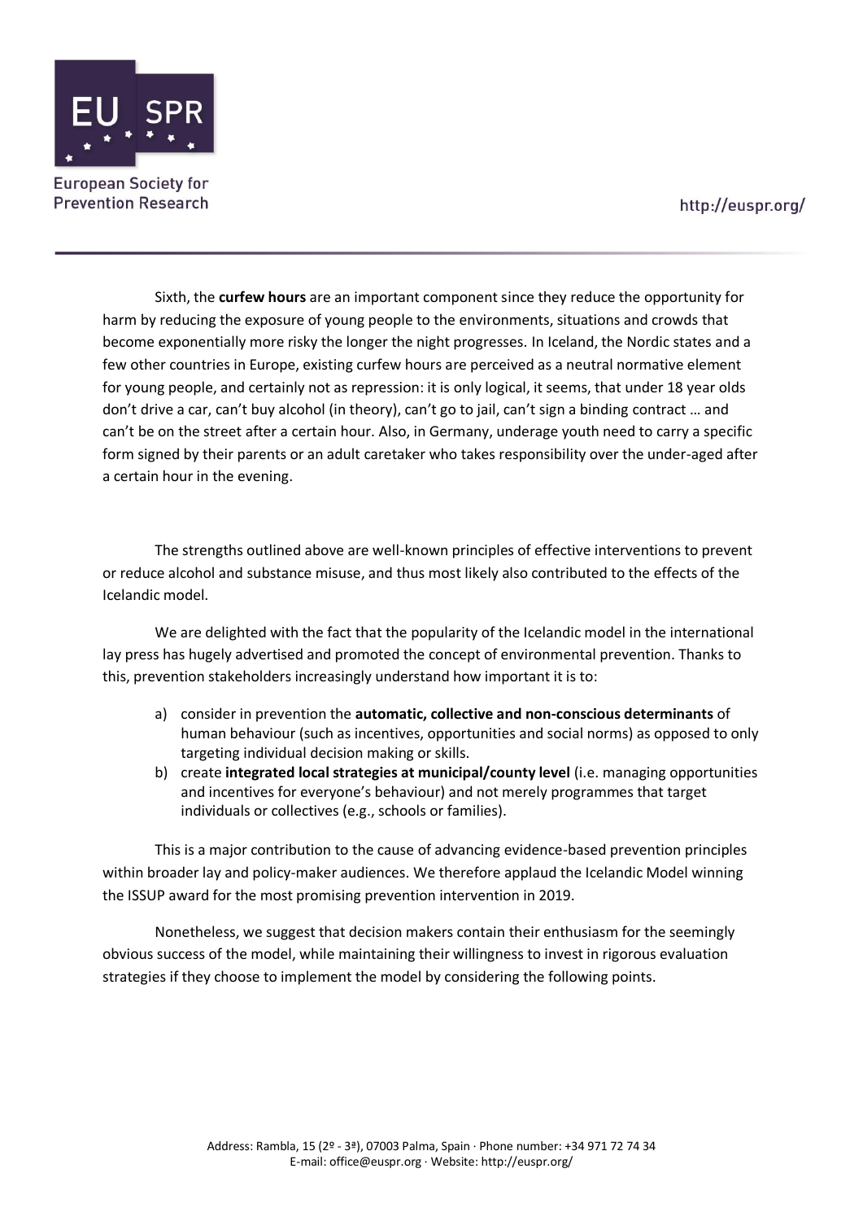Sixth, the **curfew hours** are an important component since they reduce the opportunity for harm by reducing the exposure of young people to the environments, situations and crowds that become exponentially more risky the longer the night progresses. In Iceland, the Nordic states and a few other countries in Europe, existing curfew hours are perceived as a neutral normative element for young people, and certainly not as repression: it is only logical, it seems, that under 18 year olds don't drive a car, can't buy alcohol (in theory), can't go to jail, can't sign a binding contract … and can't be on the street after a certain hour. Also, in Germany, underage youth need to carry a specific form signed by their parents or an adult caretaker who takes responsibility over the under-aged after a certain hour in the evening.

The strengths outlined above are well-known principles of effective interventions to prevent or reduce alcohol and substance misuse, and thus most likely also contributed to the effects of the Icelandic model.

We are delighted with the fact that the popularity of the Icelandic model in the international lay press has hugely advertised and promoted the concept of environmental prevention. Thanks to this, prevention stakeholders increasingly understand how important it is to:

a) consider in prevention the **automatic, collective and non-conscious determinants** of human behaviour (such as incentives, opportunities and social norms) as opposed to only targeting individual decision making or skills.
b) create **integrated local strategies at municipal/county level** (i.e. managing opportunities and incentives for everyone's behaviour) and not merely programmes that target individuals or collectives (e.g., schools or families).

This is a major contribution to the cause of advancing evidence-based prevention principles within broader lay and policy-maker audiences. We therefore applaud the Icelandic Model winning the ISSUP award for the most promising prevention intervention in 2019.

Nonetheless, we suggest that decision makers contain their enthusiasm for the seemingly obvious success of the model, while maintaining their willingness to invest in rigorous evaluation strategies if they choose to implement the model by considering the following points.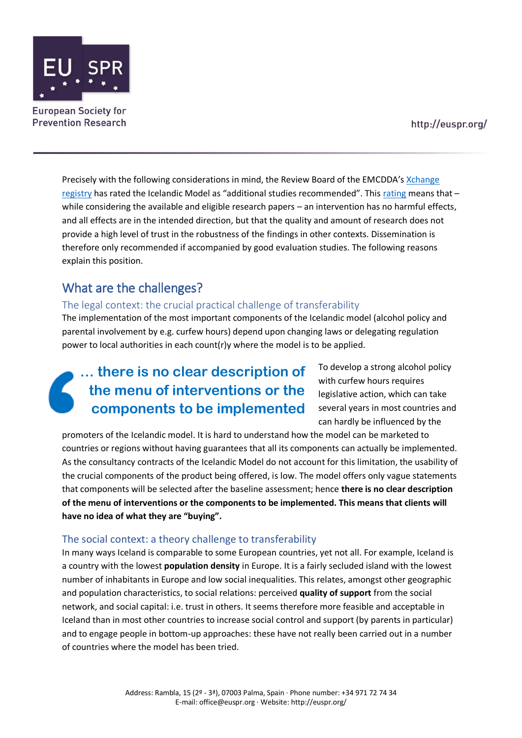Precisely with the following considerations in mind, the Review Board of the EMCDDA's Xchange registry has rated the Icelandic Model as "additional studies recommended". This rating means that – while considering the available and eligible research papers – an intervention has no harmful effects, and all effects are in the intended direction, but that the quality and amount of research does not provide a high level of trust in the robustness of the findings in other contexts. Dissemination is therefore only recommended if accompanied by good evaluation studies. The following reasons explain this position.

## What are the challenges?

### The legal context: the crucial practical challenge of transferability

The implementation of the most important components of the Icelandic model (alcohol policy and parental involvement by e.g. curfew hours) depend upon changing laws or delegating regulation power to local authorities in each count(r)y where the model is to be applied.

> … there is no clear description of the menu of interventions or the components to be implemented

To develop a strong alcohol policy with curfew hours requires legislative action, which can take several years in most countries and can hardly be influenced by the promoters of the Icelandic model. It is hard to understand how the model can be marketed to countries or regions without having guarantees that all its components can actually be implemented. As the consultancy contracts of the Icelandic Model do not account for this limitation, the usability of the crucial components of the product being offered, is low. The model offers only vague statements that components will be selected after the baseline assessment; hence **there is no clear description of the menu of interventions or the components to be implemented. This means that clients will have no idea of what they are "buying".**

### The social context: a theory challenge to transferability

In many ways Iceland is comparable to some European countries, yet not all. For example, Iceland is a country with the lowest **population density** in Europe. It is a fairly secluded island with the lowest number of inhabitants in Europe and low social inequalities. This relates, amongst other geographic and population characteristics, to social relations: perceived **quality of support** from the social network, and social capital: i.e. trust in others. It seems therefore more feasible and acceptable in Iceland than in most other countries to increase social control and support (by parents in particular) and to engage people in bottom-up approaches: these have not really been carried out in a number of countries where the model has been tried.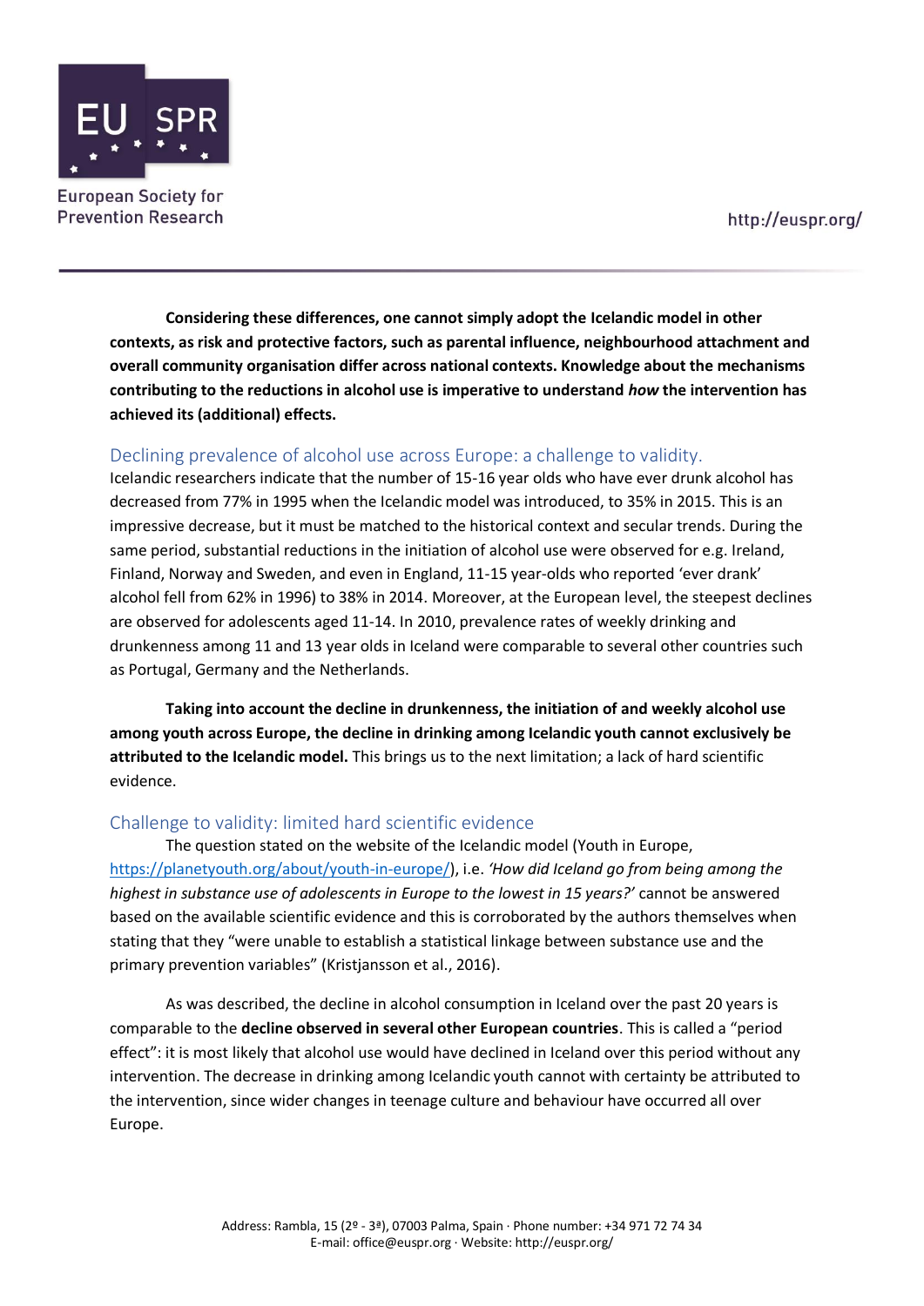**Considering these differences, one cannot simply adopt the Icelandic model in other contexts, as risk and protective factors, such as parental influence, neighbourhood attachment and overall community organisation differ across national contexts. Knowledge about the mechanisms contributing to the reductions in alcohol use is imperative to understand *how* the intervention has achieved its (additional) effects.**

## Declining prevalence of alcohol use across Europe: a challenge to validity.

Icelandic researchers indicate that the number of 15-16 year olds who have ever drunk alcohol has decreased from 77% in 1995 when the Icelandic model was introduced, to 35% in 2015. This is an impressive decrease, but it must be matched to the historical context and secular trends. During the same period, substantial reductions in the initiation of alcohol use were observed for e.g. Ireland, Finland, Norway and Sweden, and even in England, 11-15 year-olds who reported 'ever drank' alcohol fell from 62% in 1996) to 38% in 2014. Moreover, at the European level, the steepest declines are observed for adolescents aged 11-14. In 2010, prevalence rates of weekly drinking and drunkenness among 11 and 13 year olds in Iceland were comparable to several other countries such as Portugal, Germany and the Netherlands.

**Taking into account the decline in drunkenness, the initiation of and weekly alcohol use among youth across Europe, the decline in drinking among Icelandic youth cannot exclusively be attributed to the Icelandic model.** This brings us to the next limitation; a lack of hard scientific evidence.

## Challenge to validity: limited hard scientific evidence

The question stated on the website of the Icelandic model (Youth in Europe, https://planetyouth.org/about/youth-in-europe/), i.e. *'How did Iceland go from being among the highest in substance use of adolescents in Europe to the lowest in 15 years?'* cannot be answered based on the available scientific evidence and this is corroborated by the authors themselves when stating that they "were unable to establish a statistical linkage between substance use and the primary prevention variables" (Kristjansson et al., 2016).

As was described, the decline in alcohol consumption in Iceland over the past 20 years is comparable to the **decline observed in several other European countries**. This is called a "period effect": it is most likely that alcohol use would have declined in Iceland over this period without any intervention. The decrease in drinking among Icelandic youth cannot with certainty be attributed to the intervention, since wider changes in teenage culture and behaviour have occurred all over Europe.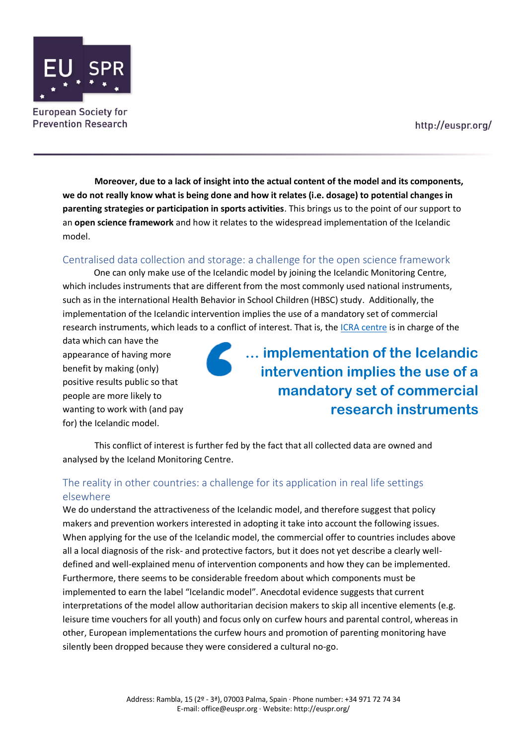**Moreover, due to a lack of insight into the actual content of the model and its components, we do not really know what is being done and how it relates (i.e. dosage) to potential changes in parenting strategies or participation in sports activities**. This brings us to the point of our support to an **open science framework** and how it relates to the widespread implementation of the Icelandic model.

## Centralised data collection and storage: a challenge for the open science framework

One can only make use of the Icelandic model by joining the Icelandic Monitoring Centre, which includes instruments that are different from the most commonly used national instruments, such as in the international Health Behavior in School Children (HBSC) study. Additionally, the implementation of the Icelandic intervention implies the use of a mandatory set of commercial research instruments, which leads to a conflict of interest. That is, the ICRA centre is in charge of the data which can have the appearance of having more benefit by making (only) positive results public so that people are more likely to wanting to work with (and pay for) the Icelandic model.

> **… implementation of the Icelandic intervention implies the use of a mandatory set of commercial research instruments**

This conflict of interest is further fed by the fact that all collected data are owned and analysed by the Iceland Monitoring Centre.

## The reality in other countries: a challenge for its application in real life settings elsewhere

We do understand the attractiveness of the Icelandic model, and therefore suggest that policy makers and prevention workers interested in adopting it take into account the following issues. When applying for the use of the Icelandic model, the commercial offer to countries includes above all a local diagnosis of the risk- and protective factors, but it does not yet describe a clearly well-defined and well-explained menu of intervention components and how they can be implemented. Furthermore, there seems to be considerable freedom about which components must be implemented to earn the label "Icelandic model". Anecdotal evidence suggests that current interpretations of the model allow authoritarian decision makers to skip all incentive elements (e.g. leisure time vouchers for all youth) and focus only on curfew hours and parental control, whereas in other, European implementations the curfew hours and promotion of parenting monitoring have silently been dropped because they were considered a cultural no-go.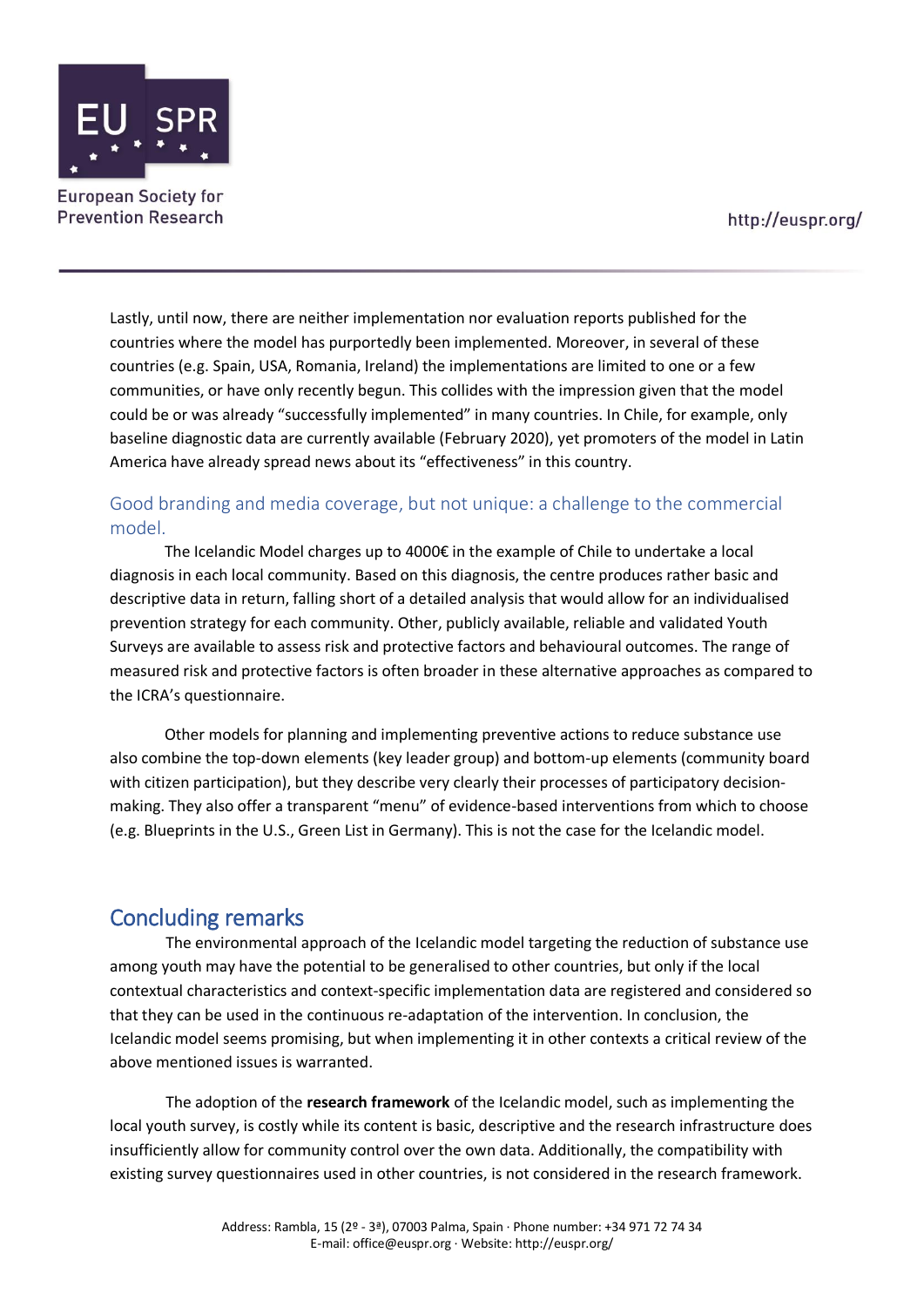Lastly, until now, there are neither implementation nor evaluation reports published for the countries where the model has purportedly been implemented. Moreover, in several of these countries (e.g. Spain, USA, Romania, Ireland) the implementations are limited to one or a few communities, or have only recently begun. This collides with the impression given that the model could be or was already "successfully implemented" in many countries. In Chile, for example, only baseline diagnostic data are currently available (February 2020), yet promoters of the model in Latin America have already spread news about its "effectiveness" in this country.

### Good branding and media coverage, but not unique: a challenge to the commercial model.

The Icelandic Model charges up to 4000€ in the example of Chile to undertake a local diagnosis in each local community. Based on this diagnosis, the centre produces rather basic and descriptive data in return, falling short of a detailed analysis that would allow for an individualised prevention strategy for each community. Other, publicly available, reliable and validated Youth Surveys are available to assess risk and protective factors and behavioural outcomes. The range of measured risk and protective factors is often broader in these alternative approaches as compared to the ICRA's questionnaire.

Other models for planning and implementing preventive actions to reduce substance use also combine the top-down elements (key leader group) and bottom-up elements (community board with citizen participation), but they describe very clearly their processes of participatory decision-making. They also offer a transparent "menu" of evidence-based interventions from which to choose (e.g. Blueprints in the U.S., Green List in Germany). This is not the case for the Icelandic model.

## Concluding remarks

The environmental approach of the Icelandic model targeting the reduction of substance use among youth may have the potential to be generalised to other countries, but only if the local contextual characteristics and context-specific implementation data are registered and considered so that they can be used in the continuous re-adaptation of the intervention. In conclusion, the Icelandic model seems promising, but when implementing it in other contexts a critical review of the above mentioned issues is warranted.

The adoption of the **research framework** of the Icelandic model, such as implementing the local youth survey, is costly while its content is basic, descriptive and the research infrastructure does insufficiently allow for community control over the own data. Additionally, the compatibility with existing survey questionnaires used in other countries, is not considered in the research framework.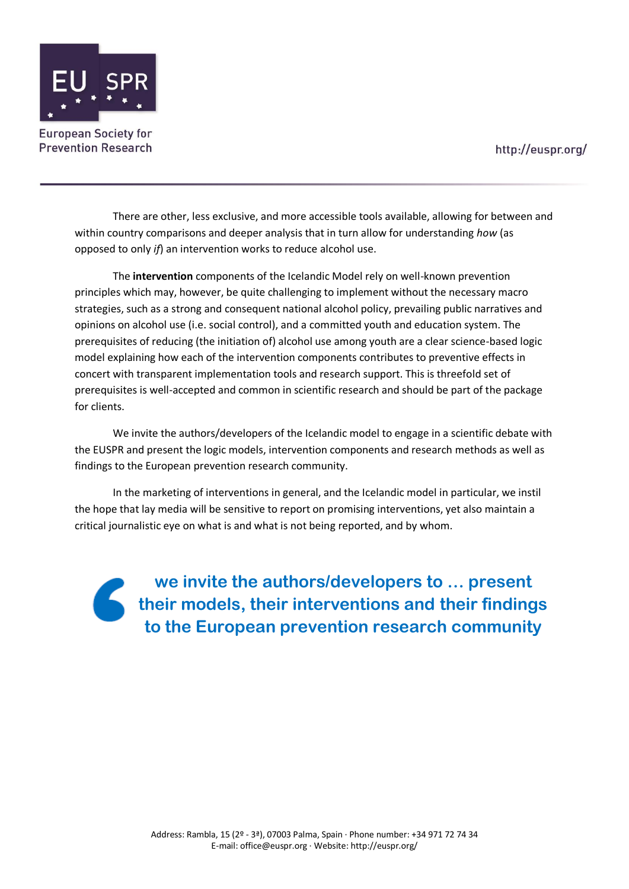There are other, less exclusive, and more accessible tools available, allowing for between and within country comparisons and deeper analysis that in turn allow for understanding *how* (as opposed to only *if*) an intervention works to reduce alcohol use.

The **intervention** components of the Icelandic Model rely on well-known prevention principles which may, however, be quite challenging to implement without the necessary macro strategies, such as a strong and consequent national alcohol policy, prevailing public narratives and opinions on alcohol use (i.e. social control), and a committed youth and education system. The prerequisites of reducing (the initiation of) alcohol use among youth are a clear science-based logic model explaining how each of the intervention components contributes to preventive effects in concert with transparent implementation tools and research support. This is threefold set of prerequisites is well-accepted and common in scientific research and should be part of the package for clients.

We invite the authors/developers of the Icelandic model to engage in a scientific debate with the EUSPR and present the logic models, intervention components and research methods as well as findings to the European prevention research community.

In the marketing of interventions in general, and the Icelandic model in particular, we instil the hope that lay media will be sensitive to report on promising interventions, yet also maintain a critical journalistic eye on what is and what is not being reported, and by whom.

> **we invite the authors/developers to … present their models, their interventions and their findings to the European prevention research community**